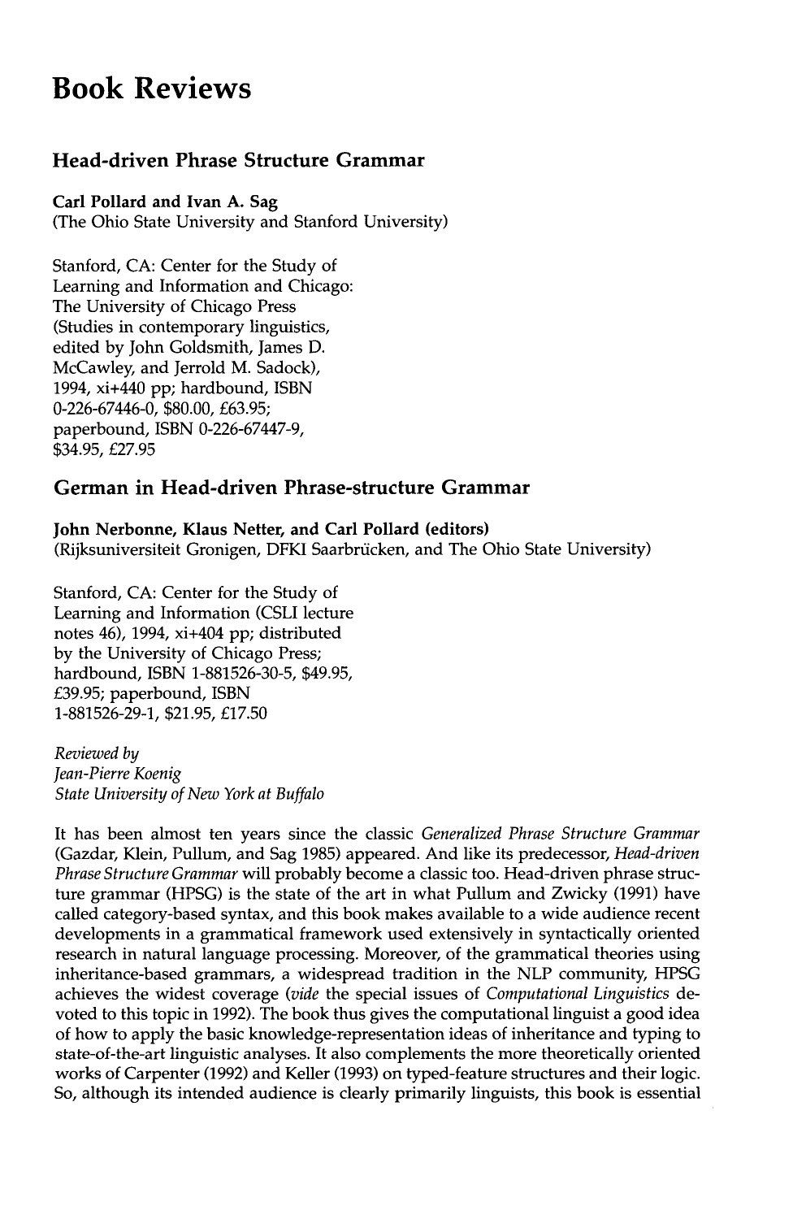# Book Reviews

## Head-driven Phrase Structure Grammar

**Carl Pollard and Ivan A. Sag**
(The Ohio State University and Stanford University)

Stanford, CA: Center for the Study of Learning and Information and Chicago: The University of Chicago Press (Studies in contemporary linguistics, edited by John Goldsmith, James D. McCawley, and Jerrold M. Sadock), 1994, xi+440 pp; hardbound, ISBN 0-226-67446-0, $80.00, £63.95; paperbound, ISBN 0-226-67447-9, $34.95, £27.95

## German in Head-driven Phrase-structure Grammar

**John Nerbonne, Klaus Netter, and Carl Pollard (editors)**
(Rijksuniversiteit Gronigen, DFKI Saarbrücken, and The Ohio State University)

Stanford, CA: Center for the Study of Learning and Information (CSLI lecture notes 46), 1994, xi+404 pp; distributed by the University of Chicago Press; hardbound, ISBN 1-881526-30-5, $49.95, £39.95; paperbound, ISBN 1-881526-29-1, $21.95, £17.50

*Reviewed by*
*Jean-Pierre Koenig*
*State University of New York at Buffalo*

It has been almost ten years since the classic *Generalized Phrase Structure Grammar* (Gazdar, Klein, Pullum, and Sag 1985) appeared. And like its predecessor, *Head-driven Phrase Structure Grammar* will probably become a classic too. Head-driven phrase structure grammar (HPSG) is the state of the art in what Pullum and Zwicky (1991) have called category-based syntax, and this book makes available to a wide audience recent developments in a grammatical framework used extensively in syntactically oriented research in natural language processing. Moreover, of the grammatical theories using inheritance-based grammars, a widespread tradition in the NLP community, HPSG achieves the widest coverage (*vide* the special issues of *Computational Linguistics* devoted to this topic in 1992). The book thus gives the computational linguist a good idea of how to apply the basic knowledge-representation ideas of inheritance and typing to state-of-the-art linguistic analyses. It also complements the more theoretically oriented works of Carpenter (1992) and Keller (1993) on typed-feature structures and their logic. So, although its intended audience is clearly primarily linguists, this book is essential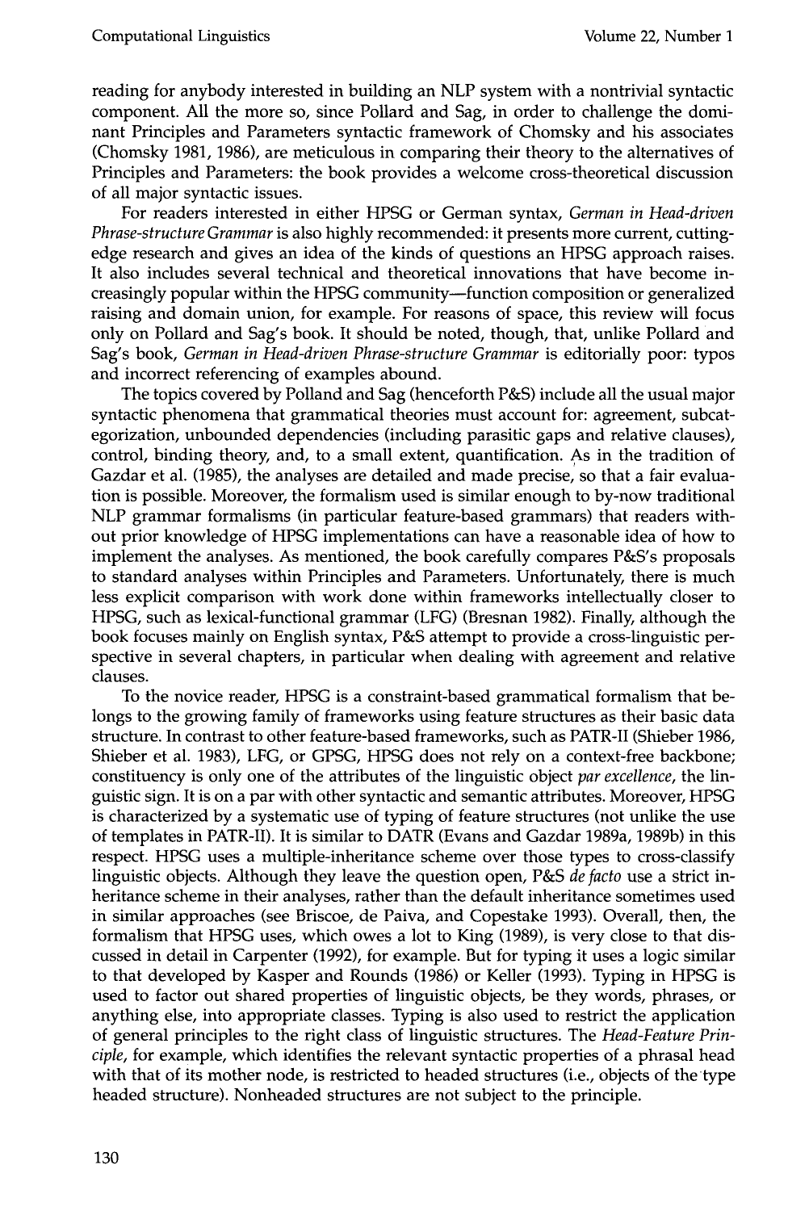reading for anybody interested in building an NLP system with a nontrivial syntactic component. All the more so, since Pollard and Sag, in order to challenge the dominant Principles and Parameters syntactic framework of Chomsky and his associates (Chomsky 1981, 1986), are meticulous in comparing their theory to the alternatives of Principles and Parameters: the book provides a welcome cross-theoretical discussion of all major syntactic issues.

For readers interested in either HPSG or German syntax, *German in Head-driven Phrase-structure Grammar* is also highly recommended: it presents more current, cutting-edge research and gives an idea of the kinds of questions an HPSG approach raises. It also includes several technical and theoretical innovations that have become increasingly popular within the HPSG community—function composition or generalized raising and domain union, for example. For reasons of space, this review will focus only on Pollard and Sag's book. It should be noted, though, that, unlike Pollard and Sag's book, *German in Head-driven Phrase-structure Grammar* is editorially poor: typos and incorrect referencing of examples abound.

The topics covered by Polland and Sag (henceforth P&S) include all the usual major syntactic phenomena that grammatical theories must account for: agreement, subcategorization, unbounded dependencies (including parasitic gaps and relative clauses), control, binding theory, and, to a small extent, quantification. As in the tradition of Gazdar et al. (1985), the analyses are detailed and made precise, so that a fair evaluation is possible. Moreover, the formalism used is similar enough to by-now traditional NLP grammar formalisms (in particular feature-based grammars) that readers without prior knowledge of HPSG implementations can have a reasonable idea of how to implement the analyses. As mentioned, the book carefully compares P&S's proposals to standard analyses within Principles and Parameters. Unfortunately, there is much less explicit comparison with work done within frameworks intellectually closer to HPSG, such as lexical-functional grammar (LFG) (Bresnan 1982). Finally, although the book focuses mainly on English syntax, P&S attempt to provide a cross-linguistic perspective in several chapters, in particular when dealing with agreement and relative clauses.

To the novice reader, HPSG is a constraint-based grammatical formalism that belongs to the growing family of frameworks using feature structures as their basic data structure. In contrast to other feature-based frameworks, such as PATR-II (Shieber 1986, Shieber et al. 1983), LFG, or GPSG, HPSG does not rely on a context-free backbone; constituency is only one of the attributes of the linguistic object *par excellence*, the linguistic sign. It is on a par with other syntactic and semantic attributes. Moreover, HPSG is characterized by a systematic use of typing of feature structures (not unlike the use of templates in PATR-II). It is similar to DATR (Evans and Gazdar 1989a, 1989b) in this respect. HPSG uses a multiple-inheritance scheme over those types to cross-classify linguistic objects. Although they leave the question open, P&S *de facto* use a strict inheritance scheme in their analyses, rather than the default inheritance sometimes used in similar approaches (see Briscoe, de Paiva, and Copestake 1993). Overall, then, the formalism that HPSG uses, which owes a lot to King (1989), is very close to that discussed in detail in Carpenter (1992), for example. But for typing it uses a logic similar to that developed by Kasper and Rounds (1986) or Keller (1993). Typing in HPSG is used to factor out shared properties of linguistic objects, be they words, phrases, or anything else, into appropriate classes. Typing is also used to restrict the application of general principles to the right class of linguistic structures. The *Head-Feature Principle*, for example, which identifies the relevant syntactic properties of a phrasal head with that of its mother node, is restricted to headed structures (i.e., objects of the type headed structure). Nonheaded structures are not subject to the principle.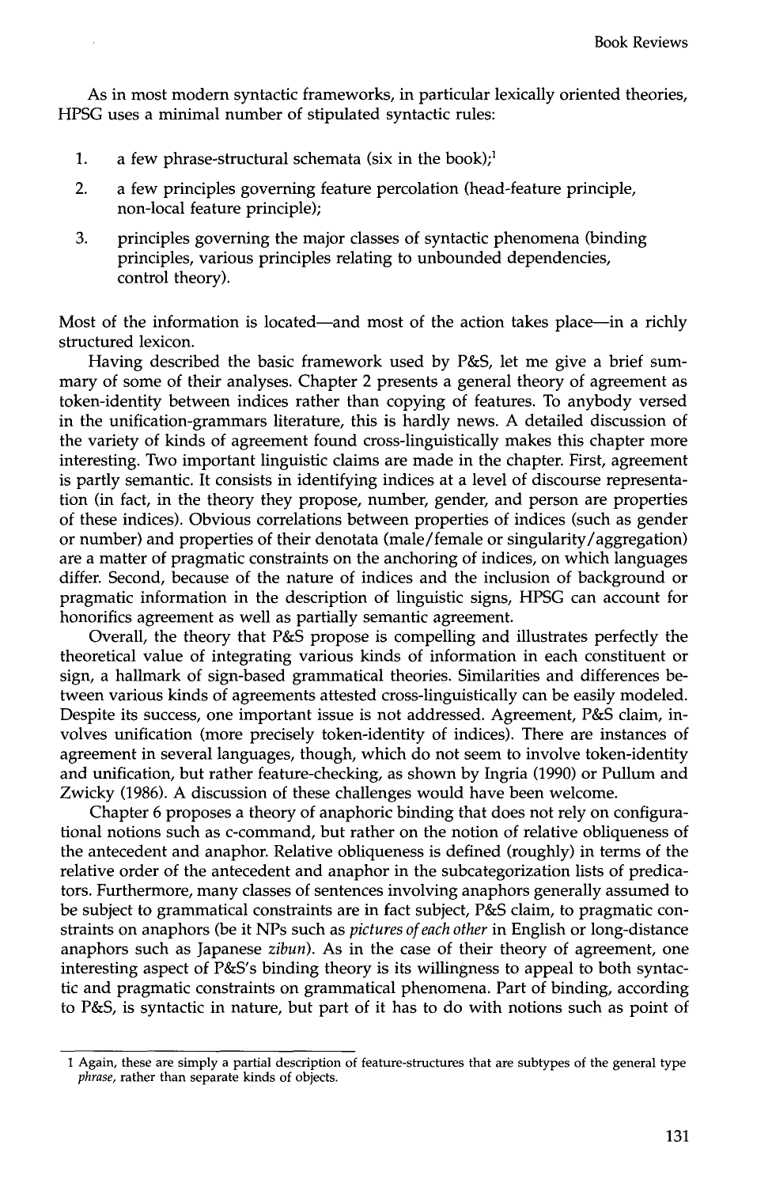As in most modern syntactic frameworks, in particular lexically oriented theories, HPSG uses a minimal number of stipulated syntactic rules:

1. a few phrase-structural schemata (six in the book);[1]
2. a few principles governing feature percolation (head-feature principle, non-local feature principle);
3. principles governing the major classes of syntactic phenomena (binding principles, various principles relating to unbounded dependencies, control theory).

Most of the information is located—and most of the action takes place—in a richly structured lexicon.

Having described the basic framework used by P&S, let me give a brief summary of some of their analyses. Chapter 2 presents a general theory of agreement as token-identity between indices rather than copying of features. To anybody versed in the unification-grammars literature, this is hardly news. A detailed discussion of the variety of kinds of agreement found cross-linguistically makes this chapter more interesting. Two important linguistic claims are made in the chapter. First, agreement is partly semantic. It consists in identifying indices at a level of discourse representation (in fact, in the theory they propose, number, gender, and person are properties of these indices). Obvious correlations between properties of indices (such as gender or number) and properties of their denotata (male/female or singularity/aggregation) are a matter of pragmatic constraints on the anchoring of indices, on which languages differ. Second, because of the nature of indices and the inclusion of background or pragmatic information in the description of linguistic signs, HPSG can account for honorifics agreement as well as partially semantic agreement.

Overall, the theory that P&S propose is compelling and illustrates perfectly the theoretical value of integrating various kinds of information in each constituent or sign, a hallmark of sign-based grammatical theories. Similarities and differences between various kinds of agreements attested cross-linguistically can be easily modeled. Despite its success, one important issue is not addressed. Agreement, P&S claim, involves unification (more precisely token-identity of indices). There are instances of agreement in several languages, though, which do not seem to involve token-identity and unification, but rather feature-checking, as shown by Ingria (1990) or Pullum and Zwicky (1986). A discussion of these challenges would have been welcome.

Chapter 6 proposes a theory of anaphoric binding that does not rely on configurational notions such as c-command, but rather on the notion of relative obliqueness of the antecedent and anaphor. Relative obliqueness is defined (roughly) in terms of the relative order of the antecedent and anaphor in the subcategorization lists of predicators. Furthermore, many classes of sentences involving anaphors generally assumed to be subject to grammatical constraints are in fact subject, P&S claim, to pragmatic constraints on anaphors (be it NPs such as *pictures of each other* in English or long-distance anaphors such as Japanese *zibun*). As in the case of their theory of agreement, one interesting aspect of P&S's binding theory is its willingness to appeal to both syntactic and pragmatic constraints on grammatical phenomena. Part of binding, according to P&S, is syntactic in nature, but part of it has to do with notions such as point of

---

[1] Again, these are simply a partial description of feature-structures that are subtypes of the general type *phrase*, rather than separate kinds of objects.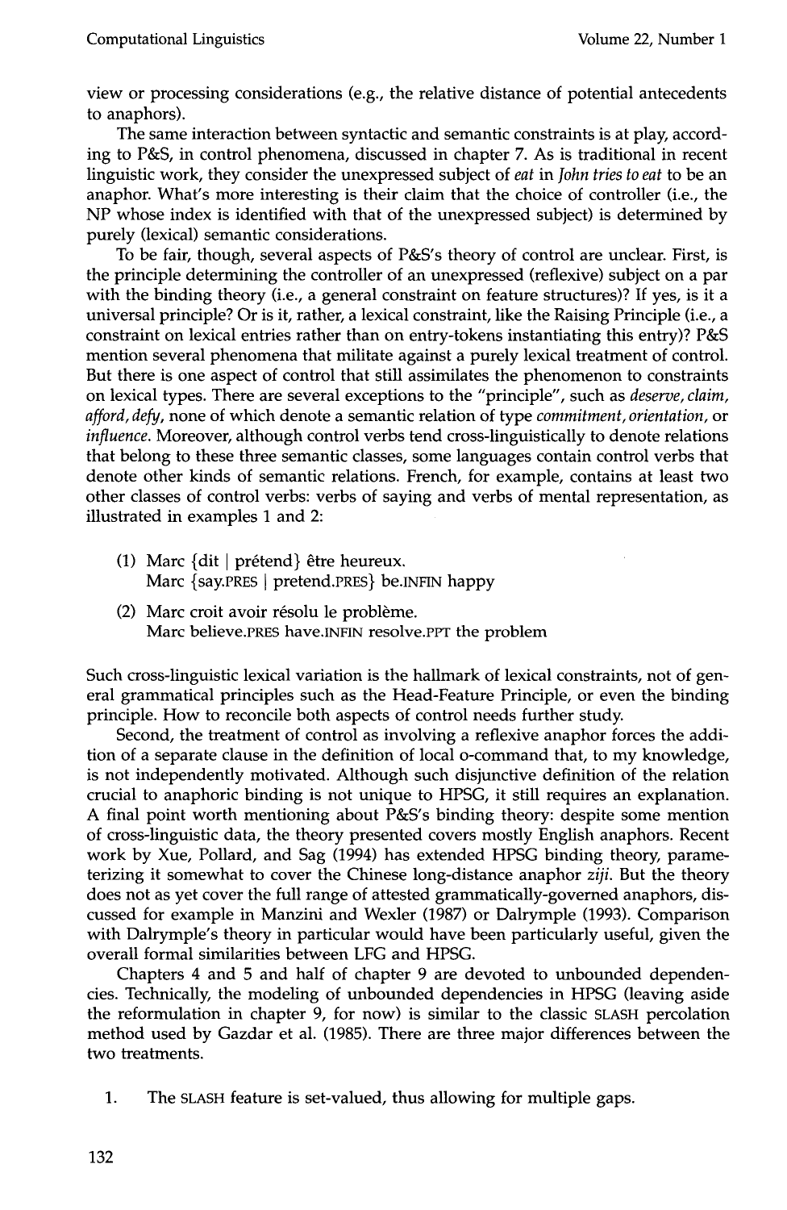view or processing considerations (e.g., the relative distance of potential antecedents to anaphors).

The same interaction between syntactic and semantic constraints is at play, according to P&S, in control phenomena, discussed in chapter 7. As is traditional in recent linguistic work, they consider the unexpressed subject of *eat* in *John tries to eat* to be an anaphor. What's more interesting is their claim that the choice of controller (i.e., the NP whose index is identified with that of the unexpressed subject) is determined by purely (lexical) semantic considerations.

To be fair, though, several aspects of P&S's theory of control are unclear. First, is the principle determining the controller of an unexpressed (reflexive) subject on a par with the binding theory (i.e., a general constraint on feature structures)? If yes, is it a universal principle? Or is it, rather, a lexical constraint, like the Raising Principle (i.e., a constraint on lexical entries rather than on entry-tokens instantiating this entry)? P&S mention several phenomena that militate against a purely lexical treatment of control. But there is one aspect of control that still assimilates the phenomenon to constraints on lexical types. There are several exceptions to the "principle", such as *deserve, claim, afford, defy*, none of which denote a semantic relation of type *commitment, orientation*, or *influence*. Moreover, although control verbs tend cross-linguistically to denote relations that belong to these three semantic classes, some languages contain control verbs that denote other kinds of semantic relations. French, for example, contains at least two other classes of control verbs: verbs of saying and verbs of mental representation, as illustrated in examples 1 and 2:

(1) Marc {dit | prétend} être heureux.
    Marc {say.PRES | pretend.PRES} be.INFIN happy

(2) Marc croit avoir résolu le problème.
    Marc believe.PRES have.INFIN resolve.PPT the problem

Such cross-linguistic lexical variation is the hallmark of lexical constraints, not of general grammatical principles such as the Head-Feature Principle, or even the binding principle. How to reconcile both aspects of control needs further study.

Second, the treatment of control as involving a reflexive anaphor forces the addition of a separate clause in the definition of local o-command that, to my knowledge, is not independently motivated. Although such disjunctive definition of the relation crucial to anaphoric binding is not unique to HPSG, it still requires an explanation. A final point worth mentioning about P&S's binding theory: despite some mention of cross-linguistic data, the theory presented covers mostly English anaphors. Recent work by Xue, Pollard, and Sag (1994) has extended HPSG binding theory, parameterizing it somewhat to cover the Chinese long-distance anaphor *ziji*. But the theory does not as yet cover the full range of attested grammatically-governed anaphors, discussed for example in Manzini and Wexler (1987) or Dalrymple (1993). Comparison with Dalrymple's theory in particular would have been particularly useful, given the overall formal similarities between LFG and HPSG.

Chapters 4 and 5 and half of chapter 9 are devoted to unbounded dependencies. Technically, the modeling of unbounded dependencies in HPSG (leaving aside the reformulation in chapter 9, for now) is similar to the classic SLASH percolation method used by Gazdar et al. (1985). There are three major differences between the two treatments.

1. The SLASH feature is set-valued, thus allowing for multiple gaps.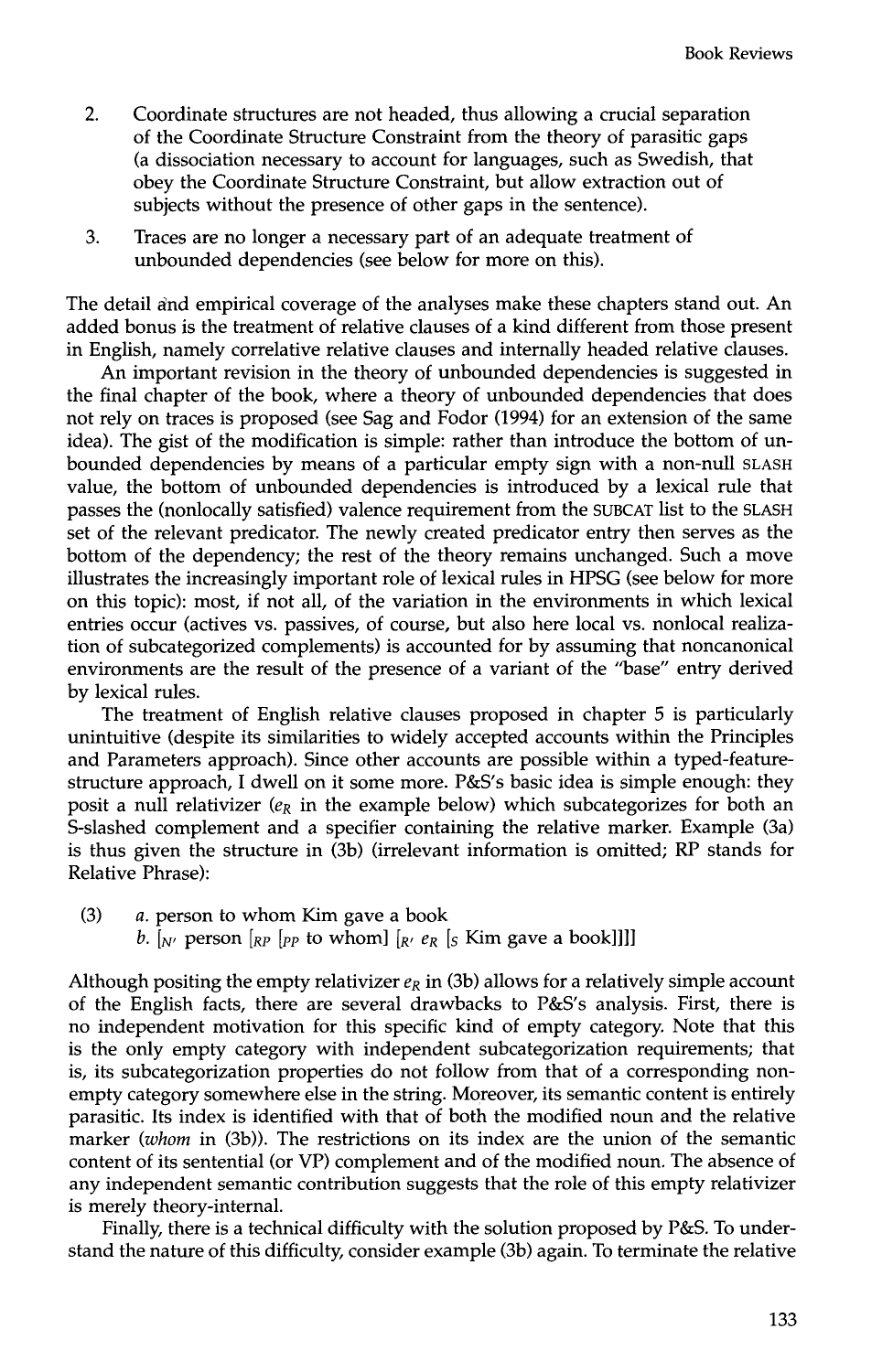2. Coordinate structures are not headed, thus allowing a crucial separation of the Coordinate Structure Constraint from the theory of parasitic gaps (a dissociation necessary to account for languages, such as Swedish, that obey the Coordinate Structure Constraint, but allow extraction out of subjects without the presence of other gaps in the sentence).
3. Traces are no longer a necessary part of an adequate treatment of unbounded dependencies (see below for more on this).

The detail and empirical coverage of the analyses make these chapters stand out. An added bonus is the treatment of relative clauses of a kind different from those present in English, namely correlative relative clauses and internally headed relative clauses.

An important revision in the theory of unbounded dependencies is suggested in the final chapter of the book, where a theory of unbounded dependencies that does not rely on traces is proposed (see Sag and Fodor (1994) for an extension of the same idea). The gist of the modification is simple: rather than introduce the bottom of unbounded dependencies by means of a particular empty sign with a non-null SLASH value, the bottom of unbounded dependencies is introduced by a lexical rule that passes the (nonlocally satisfied) valence requirement from the SUBCAT list to the SLASH set of the relevant predicator. The newly created predicator entry then serves as the bottom of the dependency; the rest of the theory remains unchanged. Such a move illustrates the increasingly important role of lexical rules in HPSG (see below for more on this topic): most, if not all, of the variation in the environments in which lexical entries occur (actives vs. passives, of course, but also here local vs. nonlocal realization of subcategorized complements) is accounted for by assuming that noncanonical environments are the result of the presence of a variant of the "base" entry derived by lexical rules.

The treatment of English relative clauses proposed in chapter 5 is particularly unintuitive (despite its similarities to widely accepted accounts within the Principles and Parameters approach). Since other accounts are possible within a typed-feature-structure approach, I dwell on it some more. P&S's basic idea is simple enough: they posit a null relativizer ($e_R$ in the example below) which subcategorizes for both an S-slashed complement and a specifier containing the relative marker. Example (3a) is thus given the structure in (3b) (irrelevant information is omitted; RP stands for Relative Phrase):

(3) *a.* person to whom Kim gave a book
*b.* $[_{N'}$ person $[_{RP}$ $[_{PP}$ to whom$]$ $[_{R'}$ $e_R$ $[_{S}$ Kim gave a book$]]]]$

Although positing the empty relativizer $e_R$ in (3b) allows for a relatively simple account of the English facts, there are several drawbacks to P&S's analysis. First, there is no independent motivation for this specific kind of empty category. Note that this is the only empty category with independent subcategorization requirements; that is, its subcategorization properties do not follow from that of a corresponding non-empty category somewhere else in the string. Moreover, its semantic content is entirely parasitic. Its index is identified with that of both the modified noun and the relative marker (*whom* in (3b)). The restrictions on its index are the union of the semantic content of its sentential (or VP) complement and of the modified noun. The absence of any independent semantic contribution suggests that the role of this empty relativizer is merely theory-internal.

Finally, there is a technical difficulty with the solution proposed by P&S. To understand the nature of this difficulty, consider example (3b) again. To terminate the relative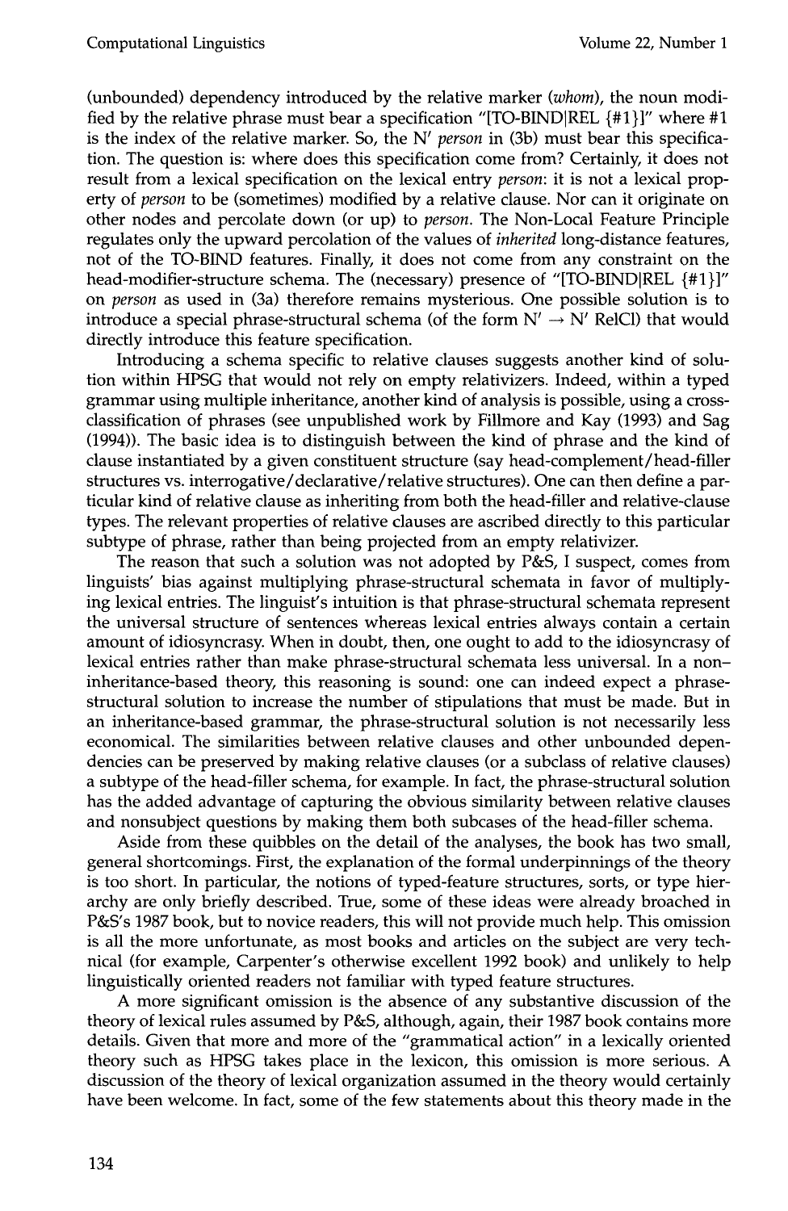(unbounded) dependency introduced by the relative marker (*whom*), the noun modified by the relative phrase must bear a specification "[TO-BIND|REL {#1}]" where #1 is the index of the relative marker. So, the N′ *person* in (3b) must bear this specification. The question is: where does this specification come from? Certainly, it does not result from a lexical specification on the lexical entry *person*: it is not a lexical property of *person* to be (sometimes) modified by a relative clause. Nor can it originate on other nodes and percolate down (or up) to *person*. The Non-Local Feature Principle regulates only the upward percolation of the values of *inherited* long-distance features, not of the TO-BIND features. Finally, it does not come from any constraint on the head-modifier-structure schema. The (necessary) presence of "[TO-BIND|REL {#1}]" on *person* as used in (3a) therefore remains mysterious. One possible solution is to introduce a special phrase-structural schema (of the form N′ → N′ RelCl) that would directly introduce this feature specification.

Introducing a schema specific to relative clauses suggests another kind of solution within HPSG that would not rely on empty relativizers. Indeed, within a typed grammar using multiple inheritance, another kind of analysis is possible, using a cross-classification of phrases (see unpublished work by Fillmore and Kay (1993) and Sag (1994)). The basic idea is to distinguish between the kind of phrase and the kind of clause instantiated by a given constituent structure (say head-complement/head-filler structures vs. interrogative/declarative/relative structures). One can then define a particular kind of relative clause as inheriting from both the head-filler and relative-clause types. The relevant properties of relative clauses are ascribed directly to this particular subtype of phrase, rather than being projected from an empty relativizer.

The reason that such a solution was not adopted by P&S, I suspect, comes from linguists' bias against multiplying phrase-structural schemata in favor of multiplying lexical entries. The linguist's intuition is that phrase-structural schemata represent the universal structure of sentences whereas lexical entries always contain a certain amount of idiosyncrasy. When in doubt, then, one ought to add to the idiosyncrasy of lexical entries rather than make phrase-structural schemata less universal. In a non–inheritance-based theory, this reasoning is sound: one can indeed expect a phrase-structural solution to increase the number of stipulations that must be made. But in an inheritance-based grammar, the phrase-structural solution is not necessarily less economical. The similarities between relative clauses and other unbounded dependencies can be preserved by making relative clauses (or a subclass of relative clauses) a subtype of the head-filler schema, for example. In fact, the phrase-structural solution has the added advantage of capturing the obvious similarity between relative clauses and nonsubject questions by making them both subcases of the head-filler schema.

Aside from these quibbles on the detail of the analyses, the book has two small, general shortcomings. First, the explanation of the formal underpinnings of the theory is too short. In particular, the notions of typed-feature structures, sorts, or type hierarchy are only briefly described. True, some of these ideas were already broached in P&S's 1987 book, but to novice readers, this will not provide much help. This omission is all the more unfortunate, as most books and articles on the subject are very technical (for example, Carpenter's otherwise excellent 1992 book) and unlikely to help linguistically oriented readers not familiar with typed feature structures.

A more significant omission is the absence of any substantive discussion of the theory of lexical rules assumed by P&S, although, again, their 1987 book contains more details. Given that more and more of the "grammatical action" in a lexically oriented theory such as HPSG takes place in the lexicon, this omission is more serious. A discussion of the theory of lexical organization assumed in the theory would certainly have been welcome. In fact, some of the few statements about this theory made in the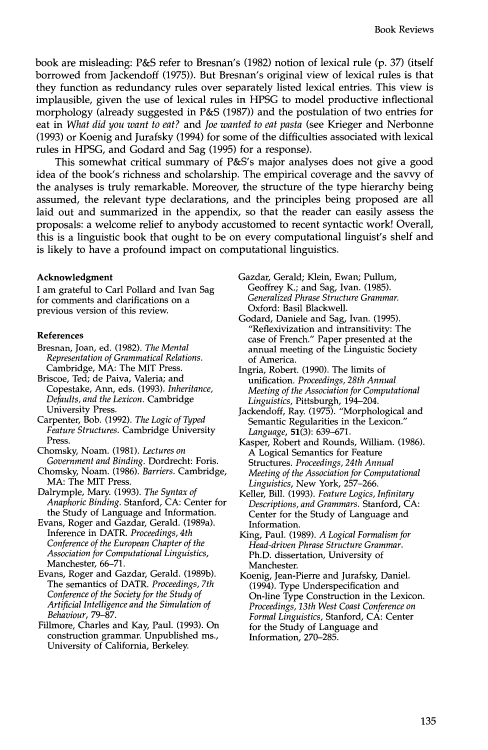book are misleading: P&S refer to Bresnan's (1982) notion of lexical rule (p. 37) (itself borrowed from Jackendoff (1975)). But Bresnan's original view of lexical rules is that they function as redundancy rules over separately listed lexical entries. This view is implausible, given the use of lexical rules in HPSG to model productive inflectional morphology (already suggested in P&S (1987)) and the postulation of two entries for eat in *What did you want to eat?* and *Joe wanted to eat pasta* (see Krieger and Nerbonne (1993) or Koenig and Jurafsky (1994) for some of the difficulties associated with lexical rules in HPSG, and Godard and Sag (1995) for a response).

This somewhat critical summary of P&S's major analyses does not give a good idea of the book's richness and scholarship. The empirical coverage and the savvy of the analyses is truly remarkable. Moreover, the structure of the type hierarchy being assumed, the relevant type declarations, and the principles being proposed are all laid out and summarized in the appendix, so that the reader can easily assess the proposals: a welcome relief to anybody accustomed to recent syntactic work! Overall, this is a linguistic book that ought to be on every computational linguist's shelf and is likely to have a profound impact on computational linguistics.

**Acknowledgment**

I am grateful to Carl Pollard and Ivan Sag for comments and clarifications on a previous version of this review.

**References**

Bresnan, Joan, ed. (1982). *The Mental Representation of Grammatical Relations.* Cambridge, MA: The MIT Press.

Briscoe, Ted; de Paiva, Valeria; and Copestake, Ann, eds. (1993). *Inheritance, Defaults, and the Lexicon.* Cambridge University Press.

Carpenter, Bob. (1992). *The Logic of Typed Feature Structures.* Cambridge University Press.

Chomsky, Noam. (1981). *Lectures on Government and Binding.* Dordrecht: Foris.

Chomsky, Noam. (1986). *Barriers.* Cambridge, MA: The MIT Press.

Dalrymple, Mary. (1993). *The Syntax of Anaphoric Binding.* Stanford, CA: Center for the Study of Language and Information.

Evans, Roger and Gazdar, Gerald. (1989a). Inference in DATR. *Proceedings, 4th Conference of the European Chapter of the Association for Computational Linguistics,* Manchester, 66–71.

Evans, Roger and Gazdar, Gerald. (1989b). The semantics of DATR. *Proceedings, 7th Conference of the Society for the Study of Artificial Intelligence and the Simulation of Behaviour,* 79–87.

Fillmore, Charles and Kay, Paul. (1993). On construction grammar. Unpublished ms., University of California, Berkeley.

Gazdar, Gerald; Klein, Ewan; Pullum, Geoffrey K.; and Sag, Ivan. (1985). *Generalized Phrase Structure Grammar.* Oxford: Basil Blackwell.

Godard, Daniele and Sag, Ivan. (1995). "Reflexivization and intransitivity: The case of French." Paper presented at the annual meeting of the Linguistic Society of America.

Ingria, Robert. (1990). The limits of unification. *Proceedings, 28th Annual Meeting of the Association for Computational Linguistics,* Pittsburgh, 194–204.

Jackendoff, Ray. (1975). "Morphological and Semantic Regularities in the Lexicon." *Language,* **51**(3): 639–671.

Kasper, Robert and Rounds, William. (1986). A Logical Semantics for Feature Structures. *Proceedings, 24th Annual Meeting of the Association for Computational Linguistics,* New York, 257–266.

Keller, Bill. (1993). *Feature Logics, Infinitary Descriptions, and Grammars.* Stanford, CA: Center for the Study of Language and Information.

King, Paul. (1989). *A Logical Formalism for Head-driven Phrase Structure Grammar.* Ph.D. dissertation, University of Manchester.

Koenig, Jean-Pierre and Jurafsky, Daniel. (1994). Type Underspecification and On-line Type Construction in the Lexicon. *Proceedings, 13th West Coast Conference on Formal Linguistics,* Stanford, CA: Center for the Study of Language and Information, 270–285.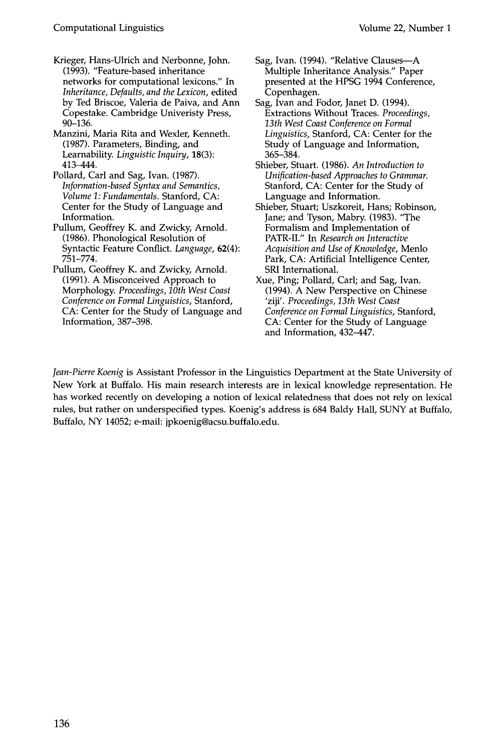Krieger, Hans-Ulrich and Nerbonne, John. (1993). "Feature-based inheritance networks for computational lexicons." In *Inheritance, Defaults, and the Lexicon*, edited by Ted Briscoe, Valeria de Paiva, and Ann Copestake. Cambridge Univeristy Press, 90–136.

Manzini, Maria Rita and Wexler, Kenneth. (1987). Parameters, Binding, and Learnability. *Linguistic Inquiry*, **18**(3): 413–444.

Pollard, Carl and Sag, Ivan. (1987). *Information-based Syntax and Semantics, Volume 1: Fundamentals.* Stanford, CA: Center for the Study of Language and Information.

Pullum, Geoffrey K. and Zwicky, Arnold. (1986). Phonological Resolution of Syntactic Feature Conflict. *Language*, **62**(4): 751–774.

Pullum, Geoffrey K. and Zwicky, Arnold. (1991). A Misconceived Approach to Morphology. *Proceedings, 10th West Coast Conference on Formal Linguistics*, Stanford, CA: Center for the Study of Language and Information, 387–398.

Sag, Ivan. (1994). "Relative Clauses—A Multiple Inheritance Analysis." Paper presented at the HPSG 1994 Conference, Copenhagen.

Sag, Ivan and Fodor, Janet D. (1994). Extractions Without Traces. *Proceedings, 13th West Coast Conference on Formal Linguistics*, Stanford, CA: Center for the Study of Language and Information, 365–384.

Shieber, Stuart. (1986). *An Introduction to Unification-based Approaches to Grammar.* Stanford, CA: Center for the Study of Language and Information.

Shieber, Stuart; Uszkoreit, Hans; Robinson, Jane; and Tyson, Mabry. (1983). "The Formalism and Implementation of PATR-II." In *Research on Interactive Acquisition and Use of Knowledge*, Menlo Park, CA: Artificial Intelligence Center, SRI International.

Xue, Ping; Pollard, Carl; and Sag, Ivan. (1994). A New Perspective on Chinese 'ziji'. *Proceedings, 13th West Coast Conference on Formal Linguistics*, Stanford, CA: Center for the Study of Language and Information, 432–447.

*Jean-Pierre Koenig* is Assistant Professor in the Linguistics Department at the State University of New York at Buffalo. His main research interests are in lexical knowledge representation. He has worked recently on developing a notion of lexical relatedness that does not rely on lexical rules, but rather on underspecified types. Koenig's address is 684 Baldy Hall, SUNY at Buffalo, Buffalo, NY 14052; e-mail: jpkoenig@acsu.buffalo.edu.